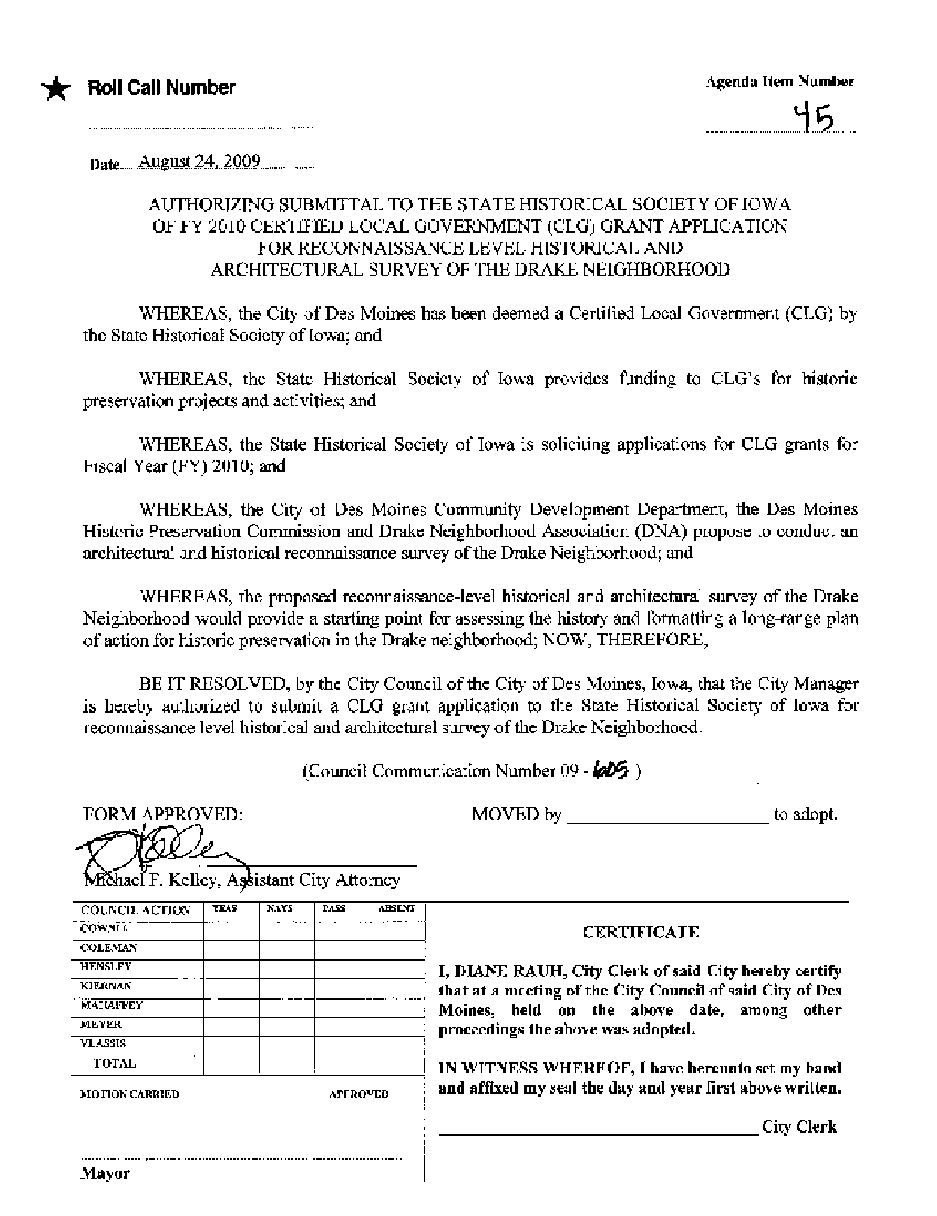★ **Roll Call Number**

Agenda Item Number

45

Date August 24, 2009

AUTHORIZING SUBMITTAL TO THE STATE HISTORICAL SOCIETY OF IOWA OF FY 2010 CERTIFIED LOCAL GOVERNMENT (CLG) GRANT APPLICATION FOR RECONNAISSANCE LEVEL HISTORICAL AND ARCHITECTURAL SURVEY OF THE DRAKE NEIGHBORHOOD

WHEREAS, the City of Des Moines has been deemed a Certified Local Government (CLG) by the State Historical Society of Iowa; and

WHEREAS, the State Historical Society of Iowa provides funding to CLG's for historic preservation projects and activities; and

WHEREAS, the State Historical Society of Iowa is soliciting applications for CLG grants for Fiscal Year (FY) 2010; and

WHEREAS, the City of Des Moines Community Development Department, the Des Moines Historic Preservation Commission and Drake Neighborhood Association (DNA) propose to conduct an architectural and historical reconnaissance survey of the Drake Neighborhood; and

WHEREAS, the proposed reconnaissance-level historical and architectural survey of the Drake Neighborhood would provide a starting point for assessing the history and formatting a long-range plan of action for historic preservation in the Drake neighborhood; NOW, THEREFORE,

BE IT RESOLVED, by the City Council of the City of Des Moines, Iowa, that the City Manager is hereby authorized to submit a CLG grant application to the State Historical Society of Iowa for reconnaissance level historical and architectural survey of the Drake Neighborhood.

(Council Communication Number 09 - 605 )

FORM APPROVED:

Michael F. Kelley, Assistant City Attorney

MOVED by ____________________ to adopt.

| COUNCIL ACTION | YEAS | NAYS | PASS | ABSENT |
|---|---|---|---|---|
| COWNIE | | | | |
| COLEMAN | | | | |
| HENSLEY | | | | |
| KIERNAN | | | | |
| MAHAFFEY | | | | |
| MEYER | | | | |
| VLASSIS | | | | |
| TOTAL | | | | |

MOTION CARRIED APPROVED

________________________________

Mayor

**CERTIFICATE**

**I, DIANE RAUH, City Clerk of said City hereby certify that at a meeting of the City Council of said City of Des Moines, held on the above date, among other proceedings the above was adopted.**

**IN WITNESS WHEREOF, I have hereunto set my hand and affixed my seal the day and year first above written.**

________________________________ City Clerk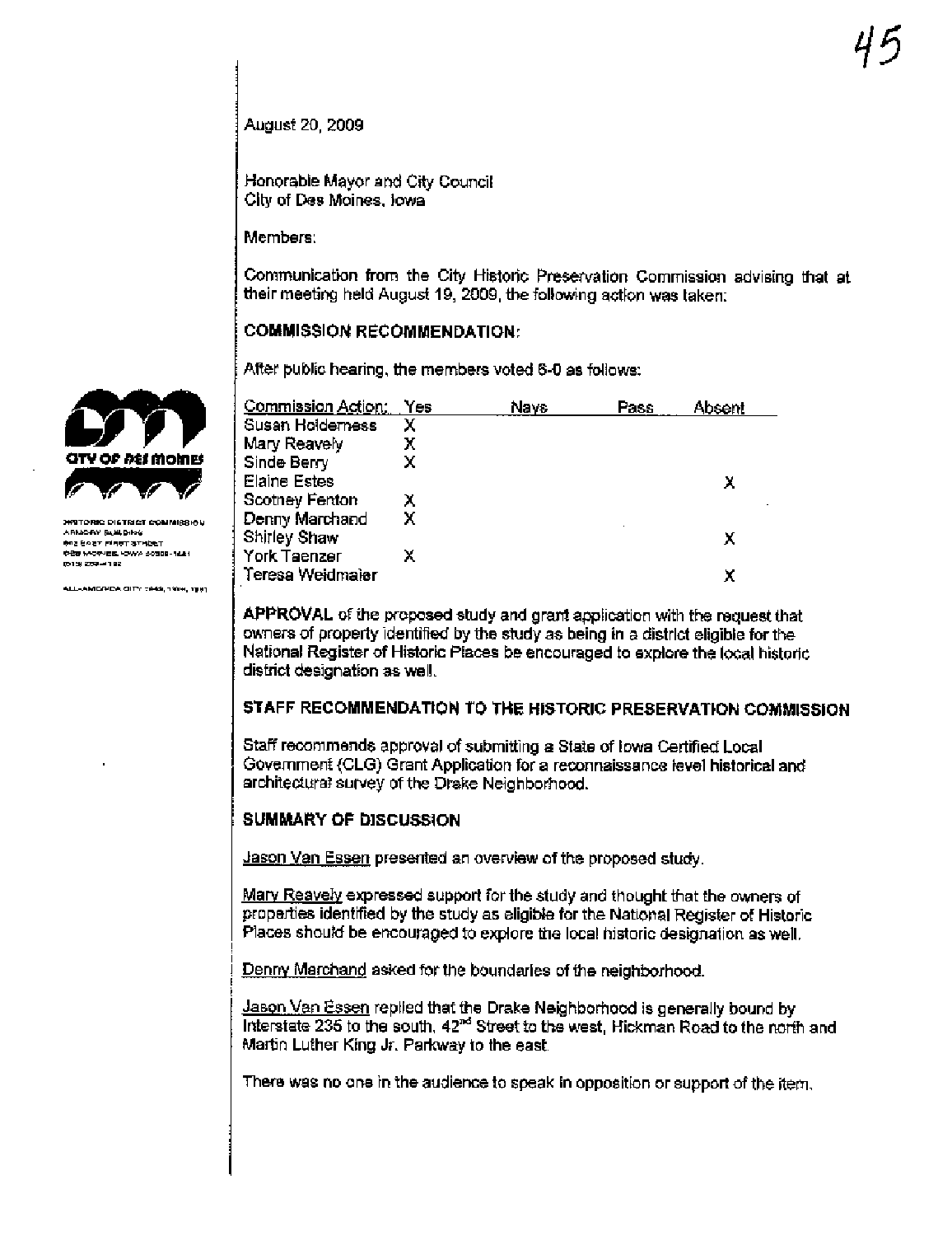August 20, 2009

Honorable Mayor and City Council
City of Des Moines, Iowa

Members:

Communication from the City Historic Preservation Commission advising that at their meeting held August 19, 2009, the following action was taken:

## COMMISSION RECOMMENDATION:

After public hearing, the members voted 6-0 as follows:

| Commission Action: | Yes | Nays | Pass | Absent |
|---|---|---|---|---|
| Susan Holderness | X | | | |
| Mary Reavely | X | | | |
| Sinde Berry | X | | | |
| Elaine Estes | | | | X |
| Scotney Fenton | X | | | |
| Denny Marchand | X | | | |
| Shirley Shaw | | | | X |
| York Taenzer | X | | | |
| Teresa Weidmaier | | | | X |

**APPROVAL** of the proposed study and grant application with the request that owners of property identified by the study as being in a district eligible for the National Register of Historic Places be encouraged to explore the local historic district designation as well.

## STAFF RECOMMENDATION TO THE HISTORIC PRESERVATION COMMISSION

Staff recommends approval of submitting a State of Iowa Certified Local Government (CLG) Grant Application for a reconnaissance level historical and architectural survey of the Drake Neighborhood.

## SUMMARY OF DISCUSSION

Jason Van Essen presented an overview of the proposed study.

Mary Reavely expressed support for the study and thought that the owners of properties identified by the study as eligible for the National Register of Historic Places should be encouraged to explore the local historic designation as well.

Denny Marchand asked for the boundaries of the neighborhood.

Jason Van Essen replied that the Drake Neighborhood is generally bound by Interstate 235 to the south, 42nd Street to the west, Hickman Road to the north and Martin Luther King Jr. Parkway to the east.

There was no one in the audience to speak in opposition or support of the item.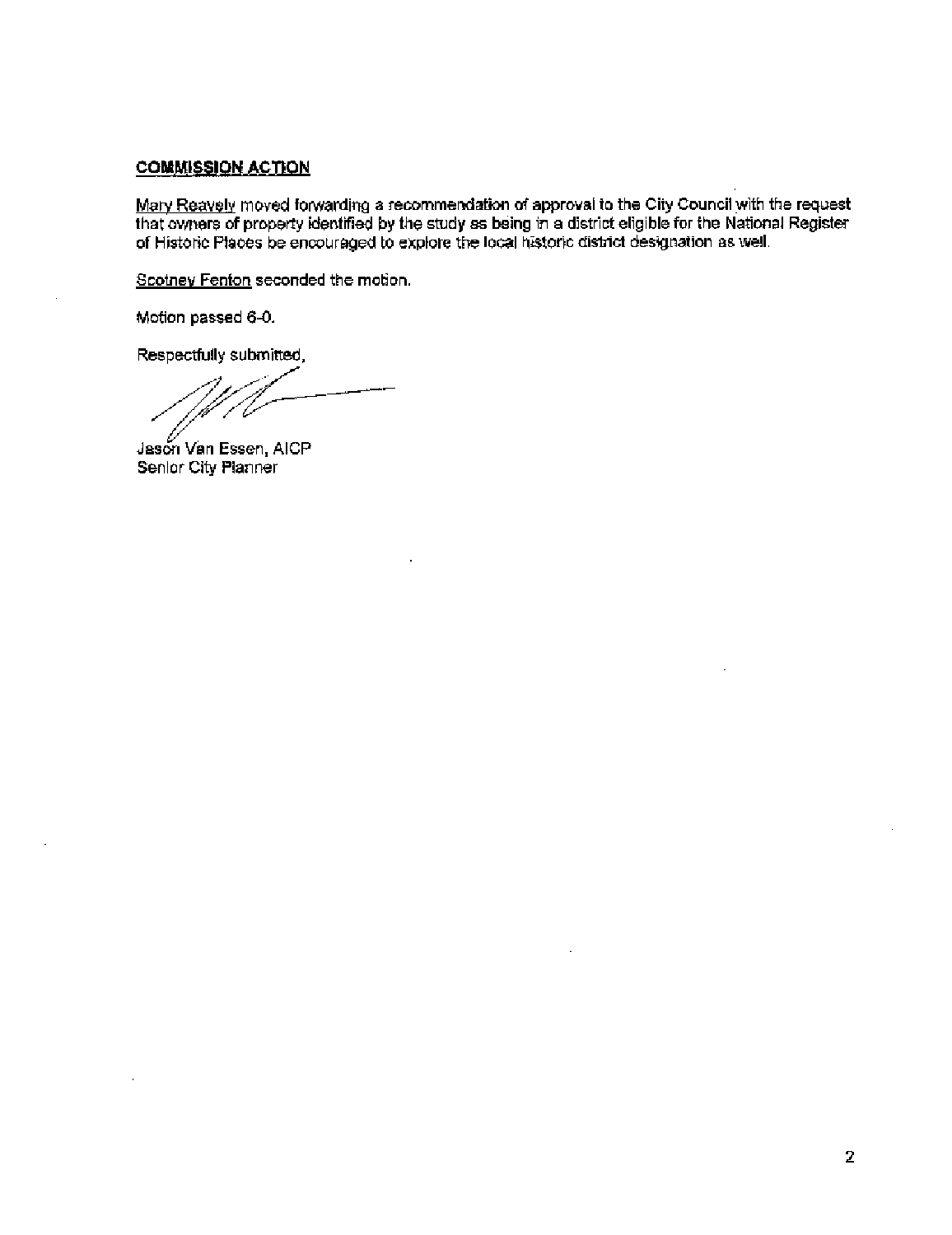## COMMISSION ACTION

Mary Reavely moved forwarding a recommendation of approval to the City Council with the request that owners of property identified by the study as being in a district eligible for the National Register of Historic Places be encouraged to explore the local historic district designation as well.

Scotney Fenton seconded the motion.

Motion passed 6-0.

Respectfully submitted,

Jason Van Essen, AICP
Senior City Planner